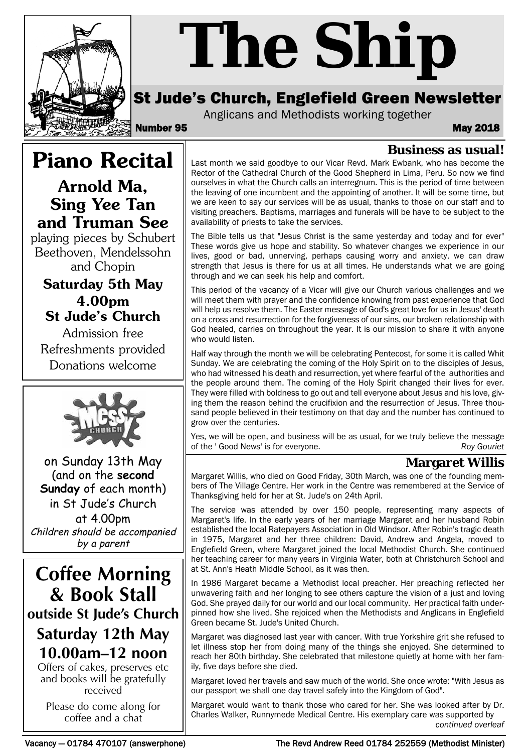# The Ship

## St Jude's Church, Englefield Green Newsletter

Anglicans and Methodists working together

**Number 95** **May 2018**

## Piano Recital

### Arnold Ma, Sing Yee Tan and Truman See

playing pieces by Schubert Beethoven, Mendelssohn and Chopin

**Saturday 5th May**
**4.00pm**
**St Jude's Church**

Admission free
Refreshments provided
Donations welcome

Messy Church

on Sunday 13th May (and on the **second Sunday** of each month) in St Jude's Church at 4.00pm

*Children should be accompanied by a parent*

## Coffee Morning & Book Stall

**outside St Jude's Church**

**Saturday 12th May**
**10.00am–12 noon**

Offers of cakes, preserves etc and books will be gratefully received

Please do come along for coffee and a chat

## Business as usual!

Last month we said goodbye to our Vicar Revd. Mark Ewbank, who has become the Rector of the Cathedral Church of the Good Shepherd in Lima, Peru. So now we find ourselves in what the Church calls an interregnum. This is the period of time between the leaving of one incumbent and the appointing of another. It will be some time, but we are keen to say our services will be as usual, thanks to those on our staff and to visiting preachers. Baptisms, marriages and funerals will be have to be subject to the availability of priests to take the services.

The Bible tells us that "Jesus Christ is the same yesterday and today and for ever" These words give us hope and stability. So whatever changes we experience in our lives, good or bad, unnerving, perhaps causing worry and anxiety, we can draw strength that Jesus is there for us at all times. He understands what we are going through and we can seek his help and comfort.

This period of the vacancy of a Vicar will give our Church various challenges and we will meet them with prayer and the confidence knowing from past experience that God will help us resolve them. The Easter message of God's great love for us in Jesus' death on a cross and resurrection for the forgiveness of our sins, our broken relationship with God healed, carries on throughout the year. It is our mission to share it with anyone who would listen.

Half way through the month we will be celebrating Pentecost, for some it is called Whit Sunday. We are celebrating the coming of the Holy Spirit on to the disciples of Jesus, who had witnessed his death and resurrection, yet where fearful of the authorities and the people around them. The coming of the Holy Spirit changed their lives for ever. They were filled with boldness to go out and tell everyone about Jesus and his love, giving them the reason behind the crucifixion and the resurrection of Jesus. Three thousand people believed in their testimony on that day and the number has continued to grow over the centuries.

Yes, we will be open, and business will be as usual, for we truly believe the message of the ' Good News' is for everyone.

*Roy Gouriet*

## Margaret Willis

Margaret Willis, who died on Good Friday, 30th March, was one of the founding members of The Village Centre. Her work in the Centre was remembered at the Service of Thanksgiving held for her at St. Jude's on 24th April.

The service was attended by over 150 people, representing many aspects of Margaret's life. In the early years of her marriage Margaret and her husband Robin established the local Ratepayers Association in Old Windsor. After Robin's tragic death in 1975, Margaret and her three children: David, Andrew and Angela, moved to Englefield Green, where Margaret joined the local Methodist Church. She continued her teaching career for many years in Virginia Water, both at Christchurch School and at St. Ann's Heath Middle School, as it was then.

In 1986 Margaret became a Methodist local preacher. Her preaching reflected her unwavering faith and her longing to see others capture the vision of a just and loving God. She prayed daily for our world and our local community. Her practical faith underpinned how she lived. She rejoiced when the Methodists and Anglicans in Englefield Green became St. Jude's United Church.

Margaret was diagnosed last year with cancer. With true Yorkshire grit she refused to let illness stop her from doing many of the things she enjoyed. She determined to reach her 80th birthday. She celebrated that milestone quietly at home with her family, five days before she died.

Margaret loved her travels and saw much of the world. She once wrote: "With Jesus as our passport we shall one day travel safely into the Kingdom of God".

Margaret would want to thank those who cared for her. She was looked after by Dr. Charles Walker, Runnymede Medical Centre. His exemplary care was supported by

*continued overleaf*

Vacancy — 01784 470107 (answerphone) The Revd Andrew Reed 01784 252559 (Methodist Minister)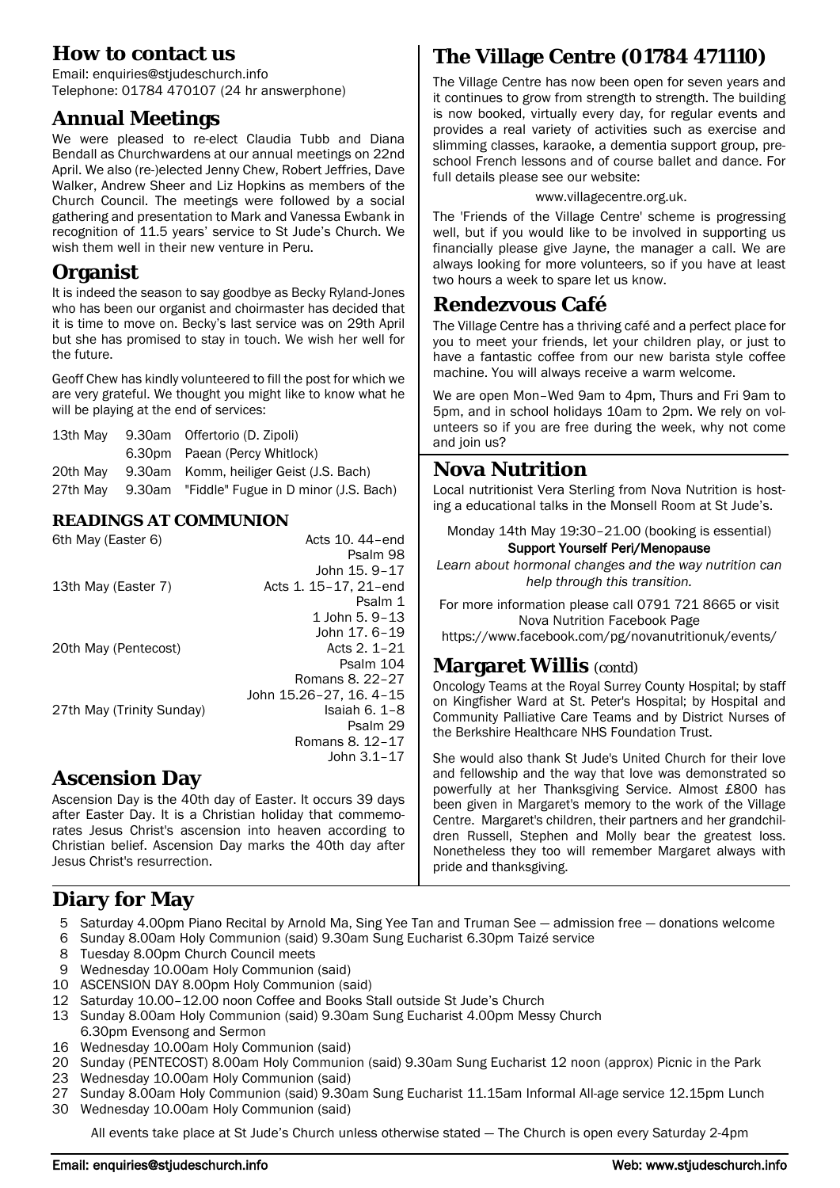## How to contact us

Email: enquiries@stjudeschurch.info
Telephone: 01784 470107 (24 hr answerphone)

## Annual Meetings

We were pleased to re-elect Claudia Tubb and Diana Bendall as Churchwardens at our annual meetings on 22nd April. We also (re-)elected Jenny Chew, Robert Jeffries, Dave Walker, Andrew Sheer and Liz Hopkins as members of the Church Council. The meetings were followed by a social gathering and presentation to Mark and Vanessa Ewbank in recognition of 11.5 years' service to St Jude's Church. We wish them well in their new venture in Peru.

## Organist

It is indeed the season to say goodbye as Becky Ryland-Jones who has been our organist and choirmaster has decided that it is time to move on. Becky's last service was on 29th April but she has promised to stay in touch. We wish her well for the future.

Geoff Chew has kindly volunteered to fill the post for which we are very grateful. We thought you might like to know what he will be playing at the end of services:

| | | |
|---|---|---|
| 13th May | 9.30am | Offertorio (D. Zipoli) |
| | 6.30pm | Paean (Percy Whitlock) |
| 20th May | 9.30am | Komm, heiliger Geist (J.S. Bach) |
| 27th May | 9.30am | "Fiddle" Fugue in D minor (J.S. Bach) |

### READINGS AT COMMUNION

| | |
|---|---|
| 6th May (Easter 6) | Acts 10. 44–end<br>Psalm 98<br>John 15. 9–17 |
| 13th May (Easter 7) | Acts 1. 15–17, 21–end<br>Psalm 1<br>1 John 5. 9–13<br>John 17. 6–19 |
| 20th May (Pentecost) | Acts 2. 1–21<br>Psalm 104<br>Romans 8. 22–27<br>John 15.26–27, 16. 4–15 |
| 27th May (Trinity Sunday) | Isaiah 6. 1–8<br>Psalm 29<br>Romans 8. 12–17<br>John 3.1–17 |

## Ascension Day

Ascension Day is the 40th day of Easter. It occurs 39 days after Easter Day. It is a Christian holiday that commemorates Jesus Christ's ascension into heaven according to Christian belief. Ascension Day marks the 40th day after Jesus Christ's resurrection.

## The Village Centre (01784 471110)

The Village Centre has now been open for seven years and it continues to grow from strength to strength. The building is now booked, virtually every day, for regular events and provides a real variety of activities such as exercise and slimming classes, karaoke, a dementia support group, pre-school French lessons and of course ballet and dance. For full details please see our website:

www.villagecentre.org.uk.

The 'Friends of the Village Centre' scheme is progressing well, but if you would like to be involved in supporting us financially please give Jayne, the manager a call. We are always looking for more volunteers, so if you have at least two hours a week to spare let us know.

## Rendezvous Café

The Village Centre has a thriving café and a perfect place for you to meet your friends, let your children play, or just to have a fantastic coffee from our new barista style coffee machine. You will always receive a warm welcome.

We are open Mon–Wed 9am to 4pm, Thurs and Fri 9am to 5pm, and in school holidays 10am to 2pm. We rely on volunteers so if you are free during the week, why not come and join us?

## Nova Nutrition

Local nutritionist Vera Sterling from Nova Nutrition is hosting a educational talks in the Monsell Room at St Jude's.

Monday 14th May 19:30–21.00 (booking is essential)

**Support Yourself Peri/Menopause**

*Learn about hormonal changes and the way nutrition can help through this transition.*

For more information please call 0791 721 8665 or visit Nova Nutrition Facebook Page
https://www.facebook.com/pg/novanutritionuk/events/

## Margaret Willis (contd)

Oncology Teams at the Royal Surrey County Hospital; by staff on Kingfisher Ward at St. Peter's Hospital; by Hospital and Community Palliative Care Teams and by District Nurses of the Berkshire Healthcare NHS Foundation Trust.

She would also thank St Jude's United Church for their love and fellowship and the way that love was demonstrated so powerfully at her Thanksgiving Service. Almost £800 has been given in Margaret's memory to the work of the Village Centre. Margaret's children, their partners and her grandchildren Russell, Stephen and Molly bear the greatest loss. Nonetheless they too will remember Margaret always with pride and thanksgiving.

## Diary for May

- 5 Saturday 4.00pm Piano Recital by Arnold Ma, Sing Yee Tan and Truman See — admission free — donations welcome
- 6 Sunday 8.00am Holy Communion (said) 9.30am Sung Eucharist 6.30pm Taizé service
- 8 Tuesday 8.00pm Church Council meets
- 9 Wednesday 10.00am Holy Communion (said)
- 10 ASCENSION DAY 8.00pm Holy Communion (said)
- 12 Saturday 10.00–12.00 noon Coffee and Books Stall outside St Jude's Church
- 13 Sunday 8.00am Holy Communion (said) 9.30am Sung Eucharist 4.00pm Messy Church 6.30pm Evensong and Sermon
- 16 Wednesday 10.00am Holy Communion (said)
- 20 Sunday (PENTECOST) 8.00am Holy Communion (said) 9.30am Sung Eucharist 12 noon (approx) Picnic in the Park
- 23 Wednesday 10.00am Holy Communion (said)
- 27 Sunday 8.00am Holy Communion (said) 9.30am Sung Eucharist 11.15am Informal All-age service 12.15pm Lunch
- 30 Wednesday 10.00am Holy Communion (said)

All events take place at St Jude's Church unless otherwise stated — The Church is open every Saturday 2-4pm

Email: enquiries@stjudeschurch.info Web: www.stjudeschurch.info